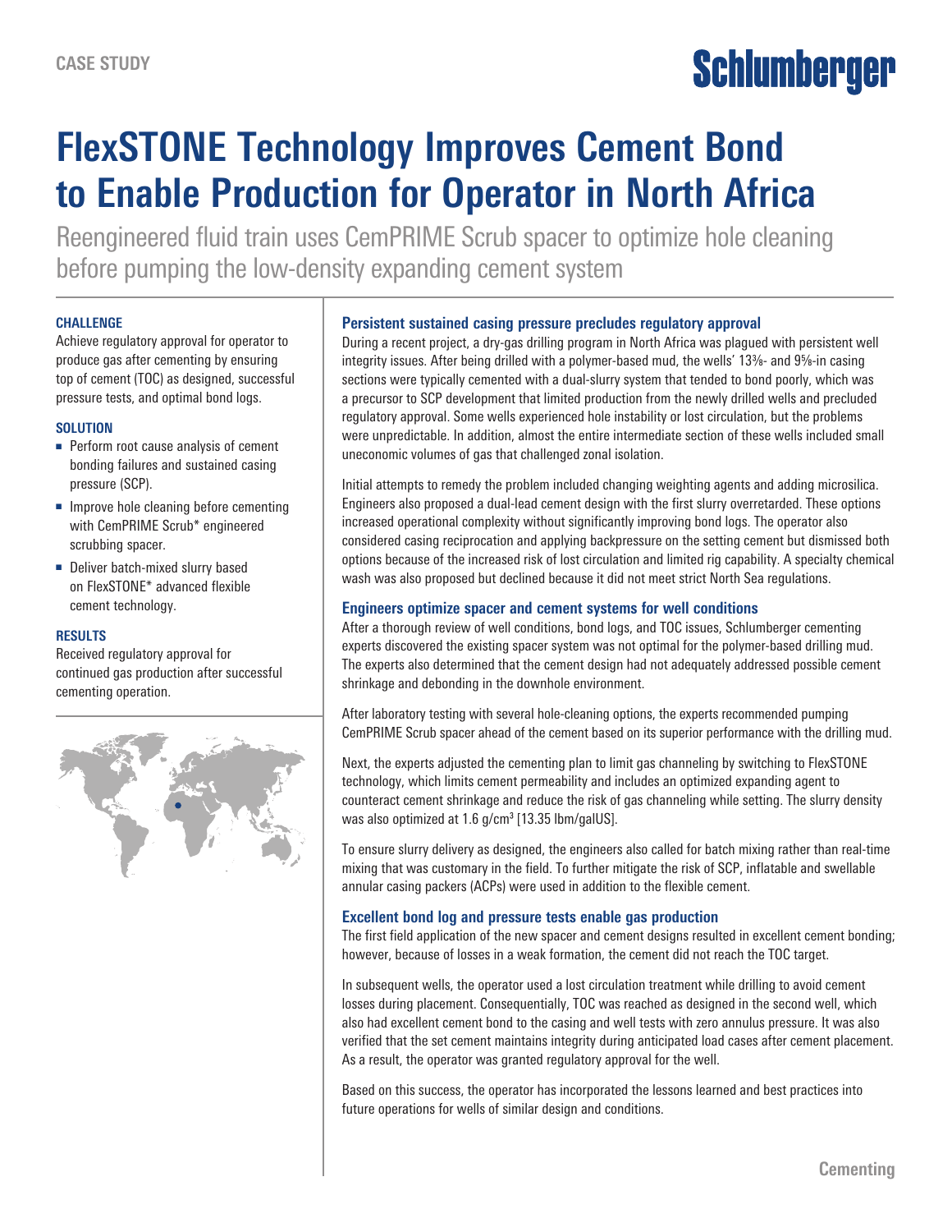CASE STUDY

# FlexSTONE Technology Improves Cement Bond to Enable Production for Operator in North Africa

Reengineered fluid train uses CemPRIME Scrub spacer to optimize hole cleaning before pumping the low-density expanding cement system

### CHALLENGE

Achieve regulatory approval for operator to produce gas after cementing by ensuring top of cement (TOC) as designed, successful pressure tests, and optimal bond logs.

### SOLUTION

- Perform root cause analysis of cement bonding failures and sustained casing pressure (SCP).
- Improve hole cleaning before cementing with CemPRIME Scrub* engineered scrubbing spacer.
- Deliver batch-mixed slurry based on FlexSTONE* advanced flexible cement technology.

### RESULTS

Received regulatory approval for continued gas production after successful cementing operation.

## Persistent sustained casing pressure precludes regulatory approval

During a recent project, a dry-gas drilling program in North Africa was plagued with persistent well integrity issues. After being drilled with a polymer-based mud, the wells' 13⅜- and 9⅝-in casing sections were typically cemented with a dual-slurry system that tended to bond poorly, which was a precursor to SCP development that limited production from the newly drilled wells and precluded regulatory approval. Some wells experienced hole instability or lost circulation, but the problems were unpredictable. In addition, almost the entire intermediate section of these wells included small uneconomic volumes of gas that challenged zonal isolation.

Initial attempts to remedy the problem included changing weighting agents and adding microsilica. Engineers also proposed a dual-lead cement design with the first slurry overretarded. These options increased operational complexity without significantly improving bond logs. The operator also considered casing reciprocation and applying backpressure on the setting cement but dismissed both options because of the increased risk of lost circulation and limited rig capability. A specialty chemical wash was also proposed but declined because it did not meet strict North Sea regulations.

## Engineers optimize spacer and cement systems for well conditions

After a thorough review of well conditions, bond logs, and TOC issues, Schlumberger cementing experts discovered the existing spacer system was not optimal for the polymer-based drilling mud. The experts also determined that the cement design had not adequately addressed possible cement shrinkage and debonding in the downhole environment.

After laboratory testing with several hole-cleaning options, the experts recommended pumping CemPRIME Scrub spacer ahead of the cement based on its superior performance with the drilling mud.

Next, the experts adjusted the cementing plan to limit gas channeling by switching to FlexSTONE technology, which limits cement permeability and includes an optimized expanding agent to counteract cement shrinkage and reduce the risk of gas channeling while setting. The slurry density was also optimized at 1.6 g/cm$^3$ [13.35 lbm/galUS].

To ensure slurry delivery as designed, the engineers also called for batch mixing rather than real-time mixing that was customary in the field. To further mitigate the risk of SCP, inflatable and swellable annular casing packers (ACPs) were used in addition to the flexible cement.

## Excellent bond log and pressure tests enable gas production

The first field application of the new spacer and cement designs resulted in excellent cement bonding; however, because of losses in a weak formation, the cement did not reach the TOC target.

In subsequent wells, the operator used a lost circulation treatment while drilling to avoid cement losses during placement. Consequentially, TOC was reached as designed in the second well, which also had excellent cement bond to the casing and well tests with zero annulus pressure. It was also verified that the set cement maintains integrity during anticipated load cases after cement placement. As a result, the operator was granted regulatory approval for the well.

Based on this success, the operator has incorporated the lessons learned and best practices into future operations for wells of similar design and conditions.

Cementing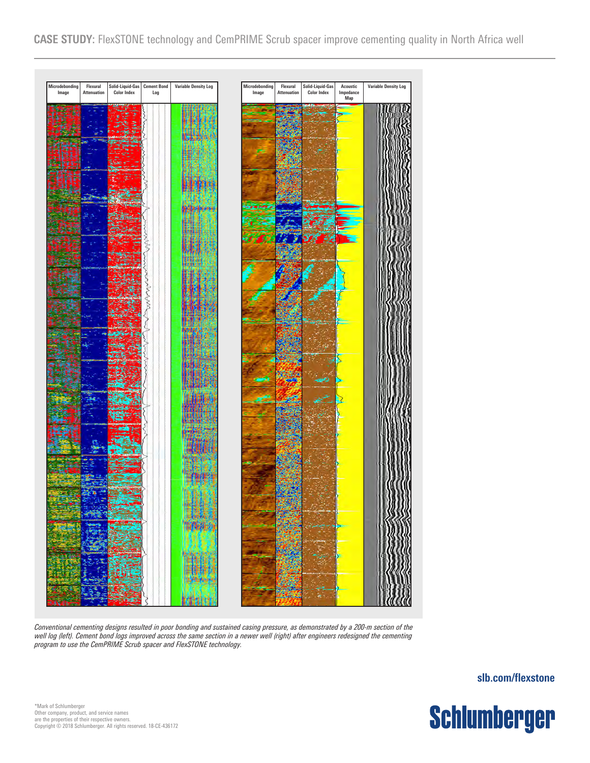Microdebonding Image
Flexural Attenuation
Solid-Liquid-Gas Color Index
Cement Bond Log
Variable Density Log

Microdebonding Image
Flexural Attenuation
Solid-Liquid-Gas Color Index
Acoustic Impedance Map
Variable Density Log

*Conventional cementing designs resulted in poor bonding and sustained casing pressure, as demonstrated by a 200-m section of the well log (left). Cement bond logs improved across the same section in a newer well (right) after engineers redesigned the cementing program to use the CemPRIME Scrub spacer and FlexSTONE technology.*

**slb.com/flexstone**

*Mark of Schlumberger
Other company, product, and service names are the properties of their respective owners.
Copyright © 2018 Schlumberger. All rights reserved. 18-CE-436172

**Schlumberger**